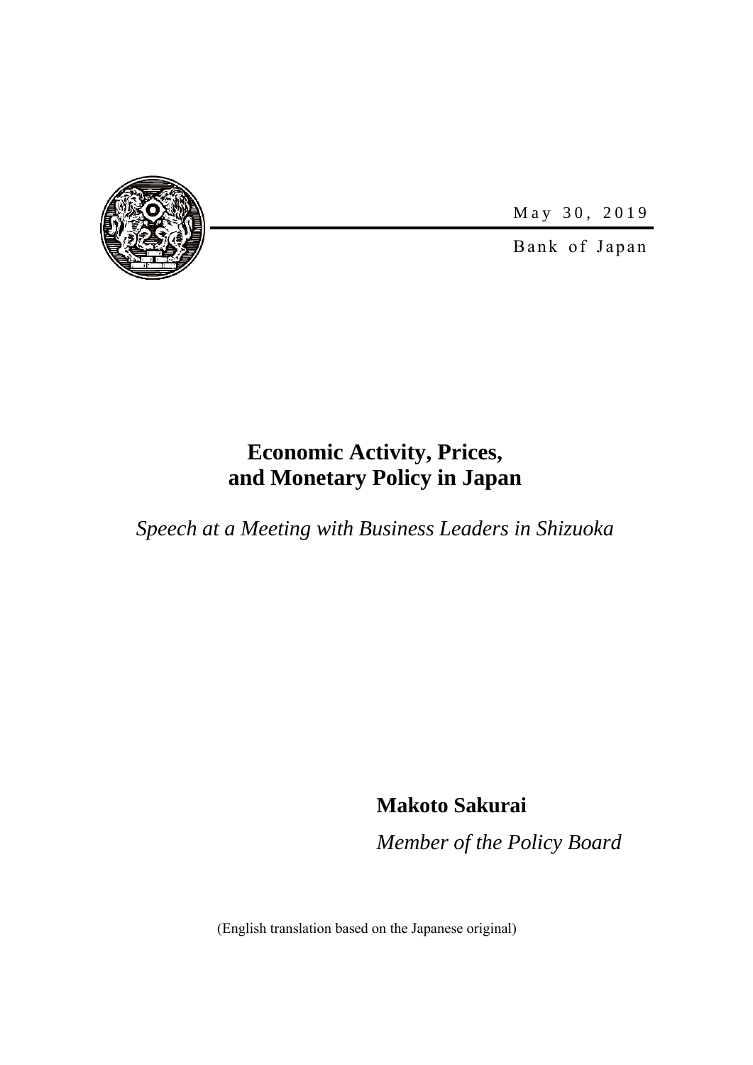May 30, 2019

Bank of Japan

# Economic Activity, Prices, and Monetary Policy in Japan

*Speech at a Meeting with Business Leaders in Shizuoka*

**Makoto Sakurai**

*Member of the Policy Board*

(English translation based on the Japanese original)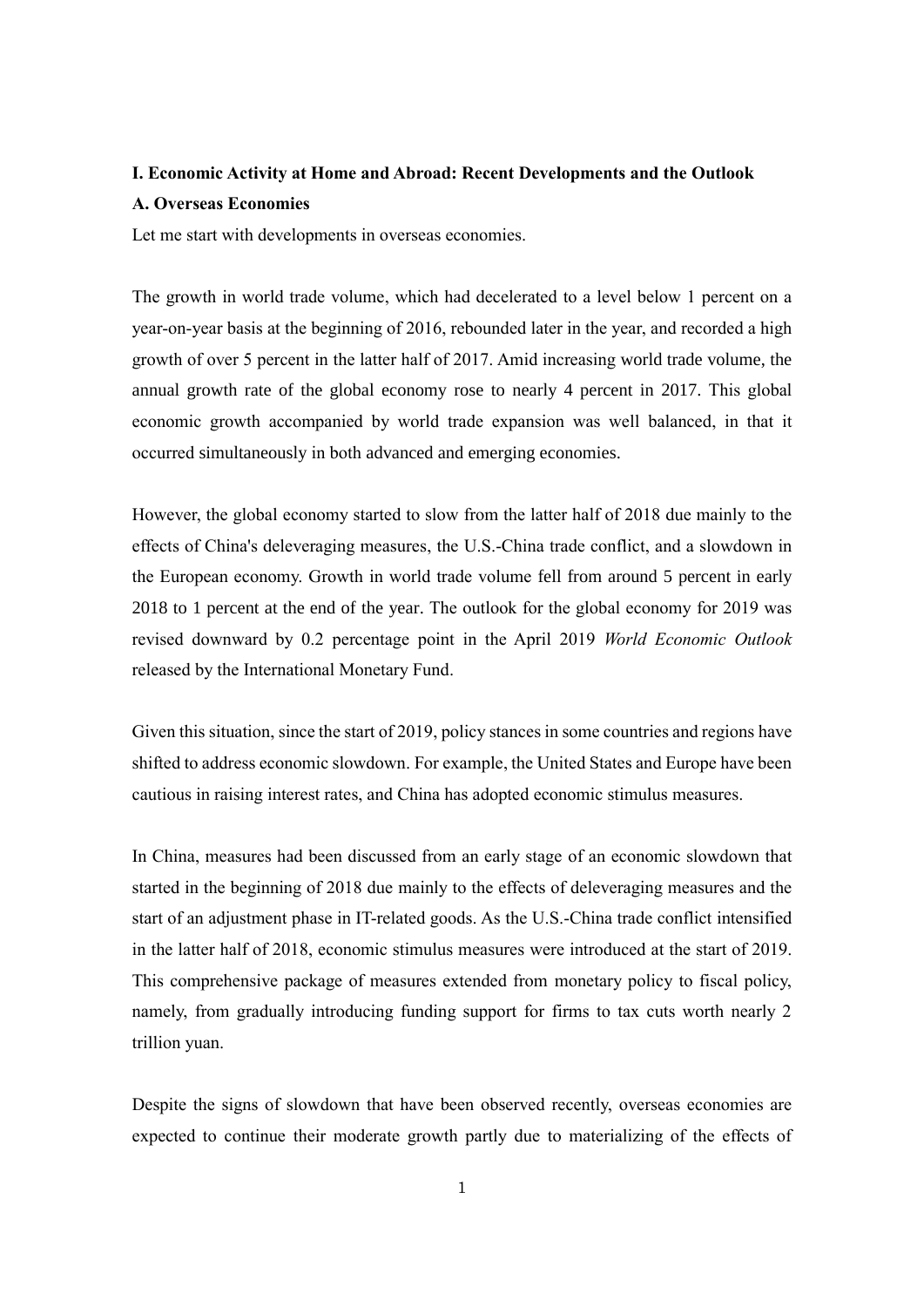## I. Economic Activity at Home and Abroad: Recent Developments and the Outlook

### A. Overseas Economies

Let me start with developments in overseas economies.

The growth in world trade volume, which had decelerated to a level below 1 percent on a year-on-year basis at the beginning of 2016, rebounded later in the year, and recorded a high growth of over 5 percent in the latter half of 2017. Amid increasing world trade volume, the annual growth rate of the global economy rose to nearly 4 percent in 2017. This global economic growth accompanied by world trade expansion was well balanced, in that it occurred simultaneously in both advanced and emerging economies.

However, the global economy started to slow from the latter half of 2018 due mainly to the effects of China's deleveraging measures, the U.S.-China trade conflict, and a slowdown in the European economy. Growth in world trade volume fell from around 5 percent in early 2018 to 1 percent at the end of the year. The outlook for the global economy for 2019 was revised downward by 0.2 percentage point in the April 2019 *World Economic Outlook* released by the International Monetary Fund.

Given this situation, since the start of 2019, policy stances in some countries and regions have shifted to address economic slowdown. For example, the United States and Europe have been cautious in raising interest rates, and China has adopted economic stimulus measures.

In China, measures had been discussed from an early stage of an economic slowdown that started in the beginning of 2018 due mainly to the effects of deleveraging measures and the start of an adjustment phase in IT-related goods. As the U.S.-China trade conflict intensified in the latter half of 2018, economic stimulus measures were introduced at the start of 2019. This comprehensive package of measures extended from monetary policy to fiscal policy, namely, from gradually introducing funding support for firms to tax cuts worth nearly 2 trillion yuan.

Despite the signs of slowdown that have been observed recently, overseas economies are expected to continue their moderate growth partly due to materializing of the effects of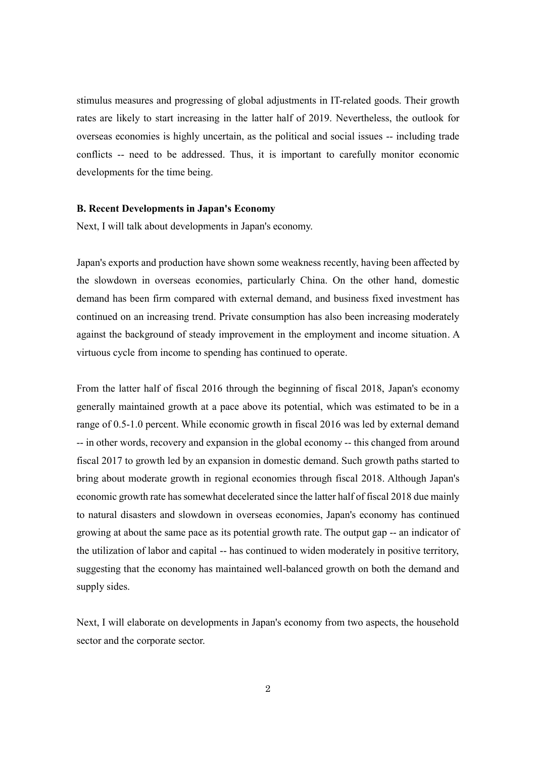stimulus measures and progressing of global adjustments in IT-related goods. Their growth rates are likely to start increasing in the latter half of 2019. Nevertheless, the outlook for overseas economies is highly uncertain, as the political and social issues -- including trade conflicts -- need to be addressed. Thus, it is important to carefully monitor economic developments for the time being.

**B. Recent Developments in Japan's Economy**

Next, I will talk about developments in Japan's economy.

Japan's exports and production have shown some weakness recently, having been affected by the slowdown in overseas economies, particularly China. On the other hand, domestic demand has been firm compared with external demand, and business fixed investment has continued on an increasing trend. Private consumption has also been increasing moderately against the background of steady improvement in the employment and income situation. A virtuous cycle from income to spending has continued to operate.

From the latter half of fiscal 2016 through the beginning of fiscal 2018, Japan's economy generally maintained growth at a pace above its potential, which was estimated to be in a range of 0.5-1.0 percent. While economic growth in fiscal 2016 was led by external demand -- in other words, recovery and expansion in the global economy -- this changed from around fiscal 2017 to growth led by an expansion in domestic demand. Such growth paths started to bring about moderate growth in regional economies through fiscal 2018. Although Japan's economic growth rate has somewhat decelerated since the latter half of fiscal 2018 due mainly to natural disasters and slowdown in overseas economies, Japan's economy has continued growing at about the same pace as its potential growth rate. The output gap -- an indicator of the utilization of labor and capital -- has continued to widen moderately in positive territory, suggesting that the economy has maintained well-balanced growth on both the demand and supply sides.

Next, I will elaborate on developments in Japan's economy from two aspects, the household sector and the corporate sector.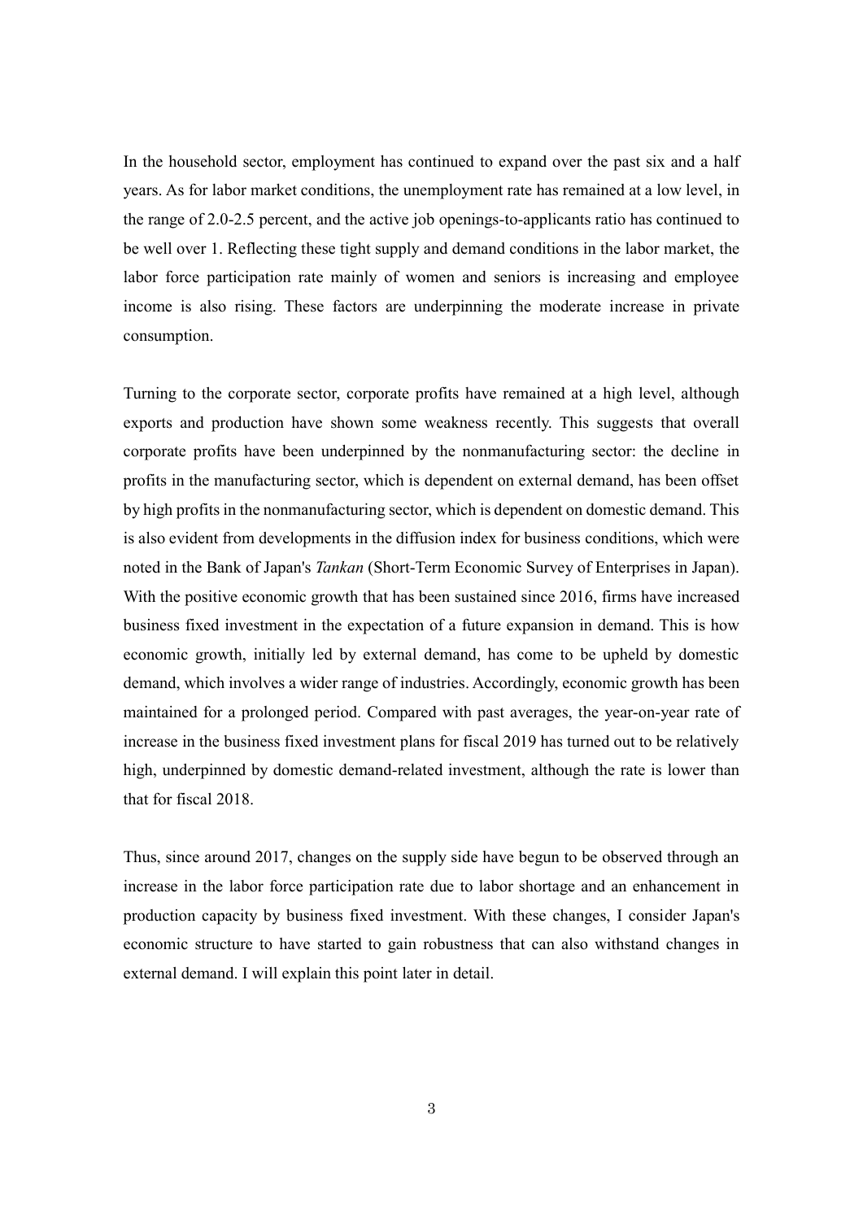In the household sector, employment has continued to expand over the past six and a half years. As for labor market conditions, the unemployment rate has remained at a low level, in the range of 2.0-2.5 percent, and the active job openings-to-applicants ratio has continued to be well over 1. Reflecting these tight supply and demand conditions in the labor market, the labor force participation rate mainly of women and seniors is increasing and employee income is also rising. These factors are underpinning the moderate increase in private consumption.

Turning to the corporate sector, corporate profits have remained at a high level, although exports and production have shown some weakness recently. This suggests that overall corporate profits have been underpinned by the nonmanufacturing sector: the decline in profits in the manufacturing sector, which is dependent on external demand, has been offset by high profits in the nonmanufacturing sector, which is dependent on domestic demand. This is also evident from developments in the diffusion index for business conditions, which were noted in the Bank of Japan's *Tankan* (Short-Term Economic Survey of Enterprises in Japan). With the positive economic growth that has been sustained since 2016, firms have increased business fixed investment in the expectation of a future expansion in demand. This is how economic growth, initially led by external demand, has come to be upheld by domestic demand, which involves a wider range of industries. Accordingly, economic growth has been maintained for a prolonged period. Compared with past averages, the year-on-year rate of increase in the business fixed investment plans for fiscal 2019 has turned out to be relatively high, underpinned by domestic demand-related investment, although the rate is lower than that for fiscal 2018.

Thus, since around 2017, changes on the supply side have begun to be observed through an increase in the labor force participation rate due to labor shortage and an enhancement in production capacity by business fixed investment. With these changes, I consider Japan's economic structure to have started to gain robustness that can also withstand changes in external demand. I will explain this point later in detail.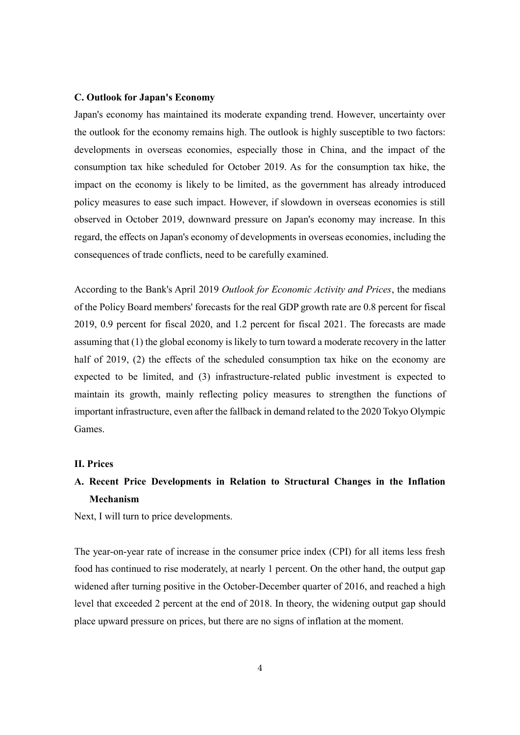### C. Outlook for Japan's Economy

Japan's economy has maintained its moderate expanding trend. However, uncertainty over the outlook for the economy remains high. The outlook is highly susceptible to two factors: developments in overseas economies, especially those in China, and the impact of the consumption tax hike scheduled for October 2019. As for the consumption tax hike, the impact on the economy is likely to be limited, as the government has already introduced policy measures to ease such impact. However, if slowdown in overseas economies is still observed in October 2019, downward pressure on Japan's economy may increase. In this regard, the effects on Japan's economy of developments in overseas economies, including the consequences of trade conflicts, need to be carefully examined.

According to the Bank's April 2019 *Outlook for Economic Activity and Prices*, the medians of the Policy Board members' forecasts for the real GDP growth rate are 0.8 percent for fiscal 2019, 0.9 percent for fiscal 2020, and 1.2 percent for fiscal 2021. The forecasts are made assuming that (1) the global economy is likely to turn toward a moderate recovery in the latter half of 2019, (2) the effects of the scheduled consumption tax hike on the economy are expected to be limited, and (3) infrastructure-related public investment is expected to maintain its growth, mainly reflecting policy measures to strengthen the functions of important infrastructure, even after the fallback in demand related to the 2020 Tokyo Olympic Games.

## II. Prices

### A. Recent Price Developments in Relation to Structural Changes in the Inflation Mechanism

Next, I will turn to price developments.

The year-on-year rate of increase in the consumer price index (CPI) for all items less fresh food has continued to rise moderately, at nearly 1 percent. On the other hand, the output gap widened after turning positive in the October-December quarter of 2016, and reached a high level that exceeded 2 percent at the end of 2018. In theory, the widening output gap should place upward pressure on prices, but there are no signs of inflation at the moment.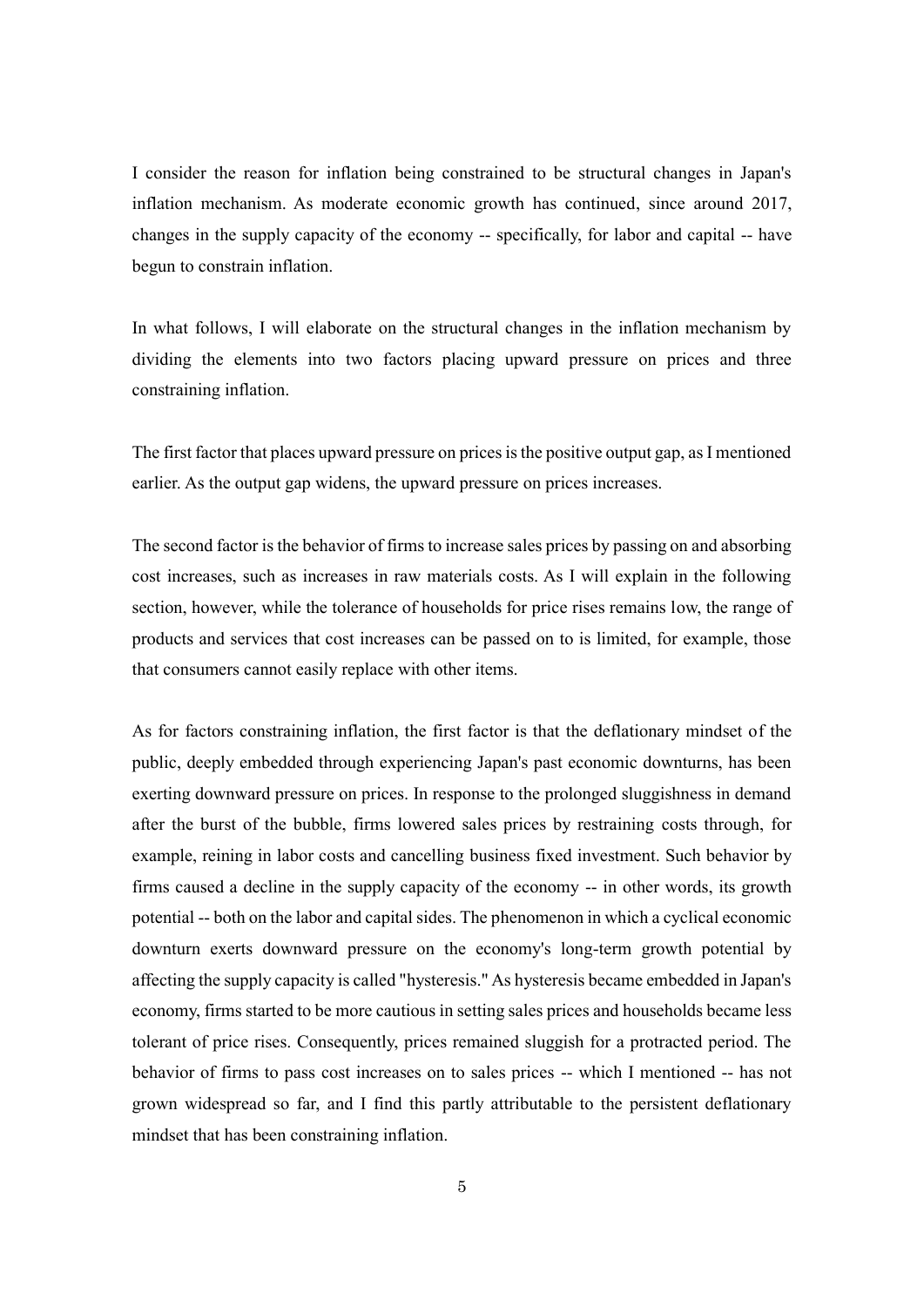I consider the reason for inflation being constrained to be structural changes in Japan's inflation mechanism. As moderate economic growth has continued, since around 2017, changes in the supply capacity of the economy -- specifically, for labor and capital -- have begun to constrain inflation.

In what follows, I will elaborate on the structural changes in the inflation mechanism by dividing the elements into two factors placing upward pressure on prices and three constraining inflation.

The first factor that places upward pressure on prices is the positive output gap, as I mentioned earlier. As the output gap widens, the upward pressure on prices increases.

The second factor is the behavior of firms to increase sales prices by passing on and absorbing cost increases, such as increases in raw materials costs. As I will explain in the following section, however, while the tolerance of households for price rises remains low, the range of products and services that cost increases can be passed on to is limited, for example, those that consumers cannot easily replace with other items.

As for factors constraining inflation, the first factor is that the deflationary mindset of the public, deeply embedded through experiencing Japan's past economic downturns, has been exerting downward pressure on prices. In response to the prolonged sluggishness in demand after the burst of the bubble, firms lowered sales prices by restraining costs through, for example, reining in labor costs and cancelling business fixed investment. Such behavior by firms caused a decline in the supply capacity of the economy -- in other words, its growth potential -- both on the labor and capital sides. The phenomenon in which a cyclical economic downturn exerts downward pressure on the economy's long-term growth potential by affecting the supply capacity is called "hysteresis." As hysteresis became embedded in Japan's economy, firms started to be more cautious in setting sales prices and households became less tolerant of price rises. Consequently, prices remained sluggish for a protracted period. The behavior of firms to pass cost increases on to sales prices -- which I mentioned -- has not grown widespread so far, and I find this partly attributable to the persistent deflationary mindset that has been constraining inflation.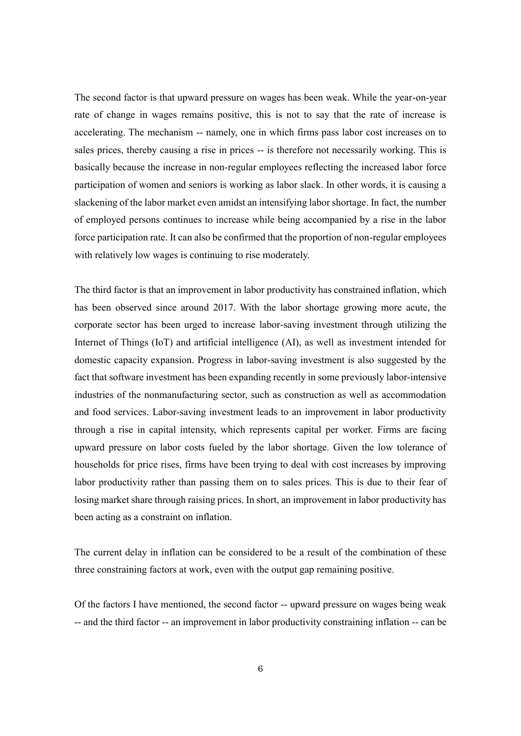The second factor is that upward pressure on wages has been weak. While the year-on-year rate of change in wages remains positive, this is not to say that the rate of increase is accelerating. The mechanism -- namely, one in which firms pass labor cost increases on to sales prices, thereby causing a rise in prices -- is therefore not necessarily working. This is basically because the increase in non-regular employees reflecting the increased labor force participation of women and seniors is working as labor slack. In other words, it is causing a slackening of the labor market even amidst an intensifying labor shortage. In fact, the number of employed persons continues to increase while being accompanied by a rise in the labor force participation rate. It can also be confirmed that the proportion of non-regular employees with relatively low wages is continuing to rise moderately.

The third factor is that an improvement in labor productivity has constrained inflation, which has been observed since around 2017. With the labor shortage growing more acute, the corporate sector has been urged to increase labor-saving investment through utilizing the Internet of Things (IoT) and artificial intelligence (AI), as well as investment intended for domestic capacity expansion. Progress in labor-saving investment is also suggested by the fact that software investment has been expanding recently in some previously labor-intensive industries of the nonmanufacturing sector, such as construction as well as accommodation and food services. Labor-saving investment leads to an improvement in labor productivity through a rise in capital intensity, which represents capital per worker. Firms are facing upward pressure on labor costs fueled by the labor shortage. Given the low tolerance of households for price rises, firms have been trying to deal with cost increases by improving labor productivity rather than passing them on to sales prices. This is due to their fear of losing market share through raising prices. In short, an improvement in labor productivity has been acting as a constraint on inflation.

The current delay in inflation can be considered to be a result of the combination of these three constraining factors at work, even with the output gap remaining positive.

Of the factors I have mentioned, the second factor -- upward pressure on wages being weak -- and the third factor -- an improvement in labor productivity constraining inflation -- can be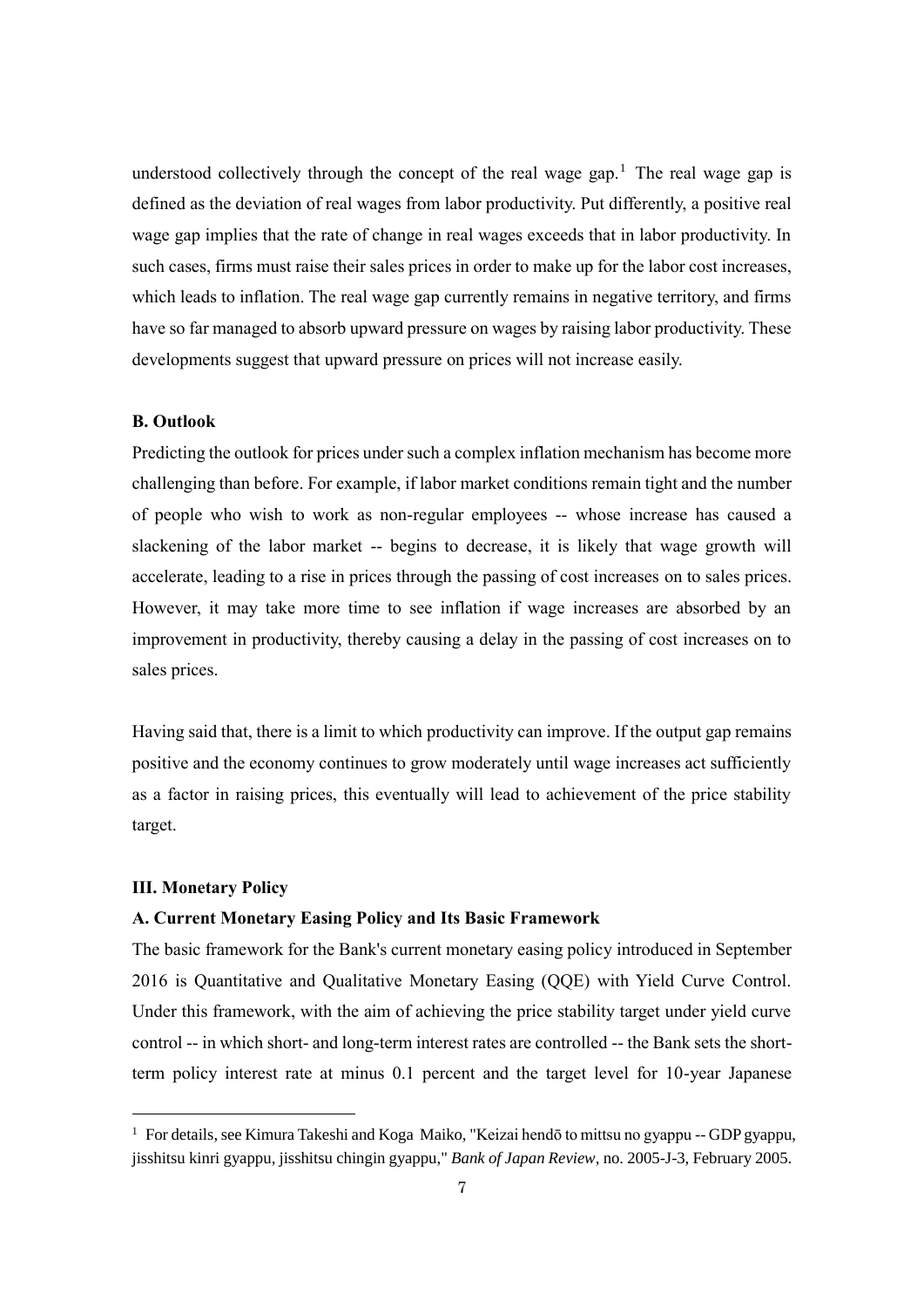understood collectively through the concept of the real wage gap.[1] The real wage gap is defined as the deviation of real wages from labor productivity. Put differently, a positive real wage gap implies that the rate of change in real wages exceeds that in labor productivity. In such cases, firms must raise their sales prices in order to make up for the labor cost increases, which leads to inflation. The real wage gap currently remains in negative territory, and firms have so far managed to absorb upward pressure on wages by raising labor productivity. These developments suggest that upward pressure on prices will not increase easily.

**B. Outlook**

Predicting the outlook for prices under such a complex inflation mechanism has become more challenging than before. For example, if labor market conditions remain tight and the number of people who wish to work as non-regular employees -- whose increase has caused a slackening of the labor market -- begins to decrease, it is likely that wage growth will accelerate, leading to a rise in prices through the passing of cost increases on to sales prices. However, it may take more time to see inflation if wage increases are absorbed by an improvement in productivity, thereby causing a delay in the passing of cost increases on to sales prices.

Having said that, there is a limit to which productivity can improve. If the output gap remains positive and the economy continues to grow moderately until wage increases act sufficiently as a factor in raising prices, this eventually will lead to achievement of the price stability target.

## III. Monetary Policy

**A. Current Monetary Easing Policy and Its Basic Framework**

The basic framework for the Bank's current monetary easing policy introduced in September 2016 is Quantitative and Qualitative Monetary Easing (QQE) with Yield Curve Control. Under this framework, with the aim of achieving the price stability target under yield curve control -- in which short- and long-term interest rates are controlled -- the Bank sets the short-term policy interest rate at minus 0.1 percent and the target level for 10-year Japanese

[1] For details, see Kimura Takeshi and Koga Maiko, "Keizai hendō to mittsu no gyappu -- GDP gyappu, jisshitsu kinri gyappu, jisshitsu chingin gyappu," *Bank of Japan Review*, no. 2005-J-3, February 2005.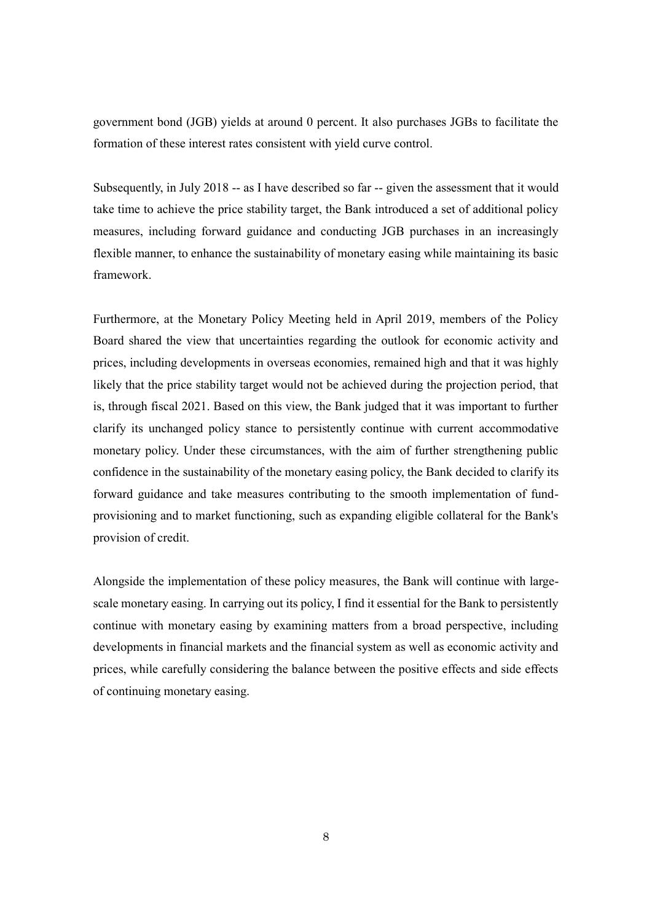government bond (JGB) yields at around 0 percent. It also purchases JGBs to facilitate the formation of these interest rates consistent with yield curve control.

Subsequently, in July 2018 -- as I have described so far -- given the assessment that it would take time to achieve the price stability target, the Bank introduced a set of additional policy measures, including forward guidance and conducting JGB purchases in an increasingly flexible manner, to enhance the sustainability of monetary easing while maintaining its basic framework.

Furthermore, at the Monetary Policy Meeting held in April 2019, members of the Policy Board shared the view that uncertainties regarding the outlook for economic activity and prices, including developments in overseas economies, remained high and that it was highly likely that the price stability target would not be achieved during the projection period, that is, through fiscal 2021. Based on this view, the Bank judged that it was important to further clarify its unchanged policy stance to persistently continue with current accommodative monetary policy. Under these circumstances, with the aim of further strengthening public confidence in the sustainability of the monetary easing policy, the Bank decided to clarify its forward guidance and take measures contributing to the smooth implementation of fund-provisioning and to market functioning, such as expanding eligible collateral for the Bank's provision of credit.

Alongside the implementation of these policy measures, the Bank will continue with large-scale monetary easing. In carrying out its policy, I find it essential for the Bank to persistently continue with monetary easing by examining matters from a broad perspective, including developments in financial markets and the financial system as well as economic activity and prices, while carefully considering the balance between the positive effects and side effects of continuing monetary easing.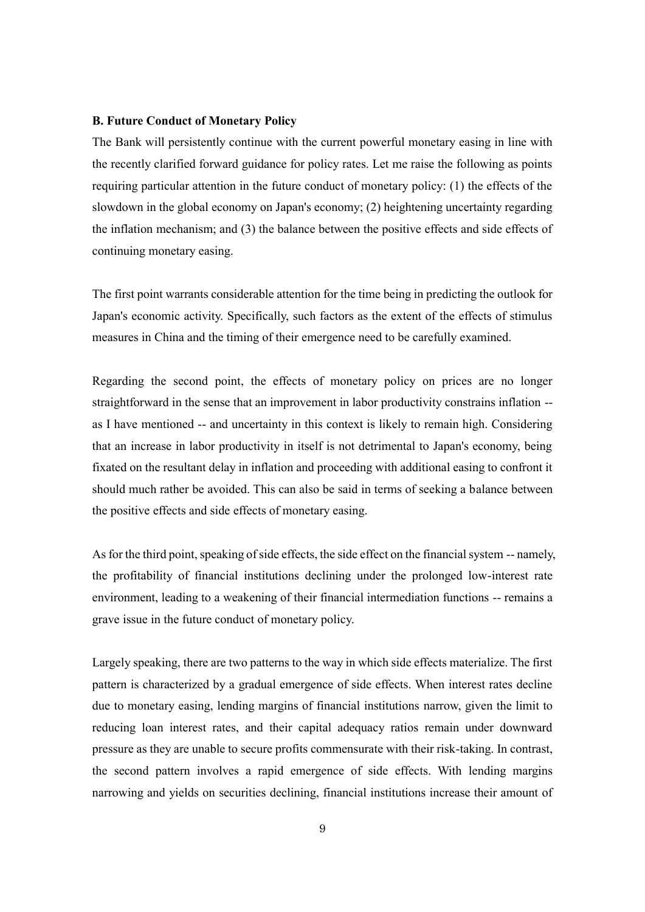**B. Future Conduct of Monetary Policy**

The Bank will persistently continue with the current powerful monetary easing in line with the recently clarified forward guidance for policy rates. Let me raise the following as points requiring particular attention in the future conduct of monetary policy: (1) the effects of the slowdown in the global economy on Japan's economy; (2) heightening uncertainty regarding the inflation mechanism; and (3) the balance between the positive effects and side effects of continuing monetary easing.

The first point warrants considerable attention for the time being in predicting the outlook for Japan's economic activity. Specifically, such factors as the extent of the effects of stimulus measures in China and the timing of their emergence need to be carefully examined.

Regarding the second point, the effects of monetary policy on prices are no longer straightforward in the sense that an improvement in labor productivity constrains inflation -- as I have mentioned -- and uncertainty in this context is likely to remain high. Considering that an increase in labor productivity in itself is not detrimental to Japan's economy, being fixated on the resultant delay in inflation and proceeding with additional easing to confront it should much rather be avoided. This can also be said in terms of seeking a balance between the positive effects and side effects of monetary easing.

As for the third point, speaking of side effects, the side effect on the financial system -- namely, the profitability of financial institutions declining under the prolonged low-interest rate environment, leading to a weakening of their financial intermediation functions -- remains a grave issue in the future conduct of monetary policy.

Largely speaking, there are two patterns to the way in which side effects materialize. The first pattern is characterized by a gradual emergence of side effects. When interest rates decline due to monetary easing, lending margins of financial institutions narrow, given the limit to reducing loan interest rates, and their capital adequacy ratios remain under downward pressure as they are unable to secure profits commensurate with their risk-taking. In contrast, the second pattern involves a rapid emergence of side effects. With lending margins narrowing and yields on securities declining, financial institutions increase their amount of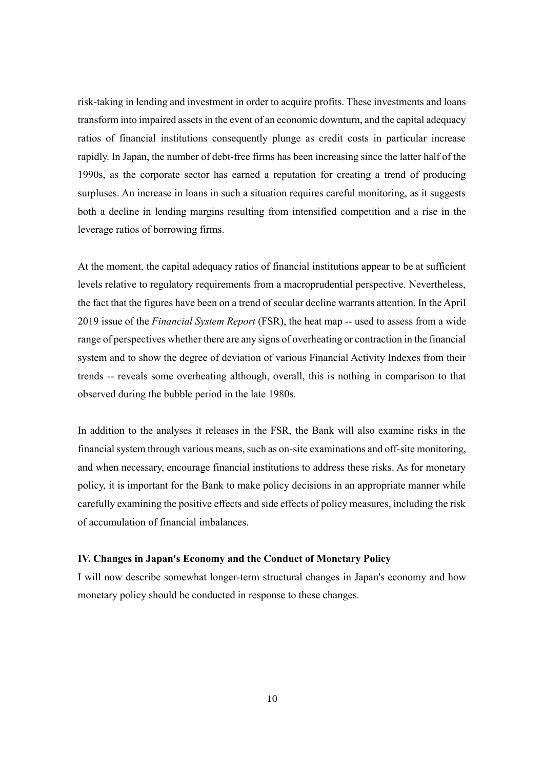risk-taking in lending and investment in order to acquire profits. These investments and loans transform into impaired assets in the event of an economic downturn, and the capital adequacy ratios of financial institutions consequently plunge as credit costs in particular increase rapidly. In Japan, the number of debt-free firms has been increasing since the latter half of the 1990s, as the corporate sector has earned a reputation for creating a trend of producing surpluses. An increase in loans in such a situation requires careful monitoring, as it suggests both a decline in lending margins resulting from intensified competition and a rise in the leverage ratios of borrowing firms.

At the moment, the capital adequacy ratios of financial institutions appear to be at sufficient levels relative to regulatory requirements from a macroprudential perspective. Nevertheless, the fact that the figures have been on a trend of secular decline warrants attention. In the April 2019 issue of the *Financial System Report* (FSR), the heat map -- used to assess from a wide range of perspectives whether there are any signs of overheating or contraction in the financial system and to show the degree of deviation of various Financial Activity Indexes from their trends -- reveals some overheating although, overall, this is nothing in comparison to that observed during the bubble period in the late 1980s.

In addition to the analyses it releases in the FSR, the Bank will also examine risks in the financial system through various means, such as on-site examinations and off-site monitoring, and when necessary, encourage financial institutions to address these risks. As for monetary policy, it is important for the Bank to make policy decisions in an appropriate manner while carefully examining the positive effects and side effects of policy measures, including the risk of accumulation of financial imbalances.

## IV. Changes in Japan's Economy and the Conduct of Monetary Policy

I will now describe somewhat longer-term structural changes in Japan's economy and how monetary policy should be conducted in response to these changes.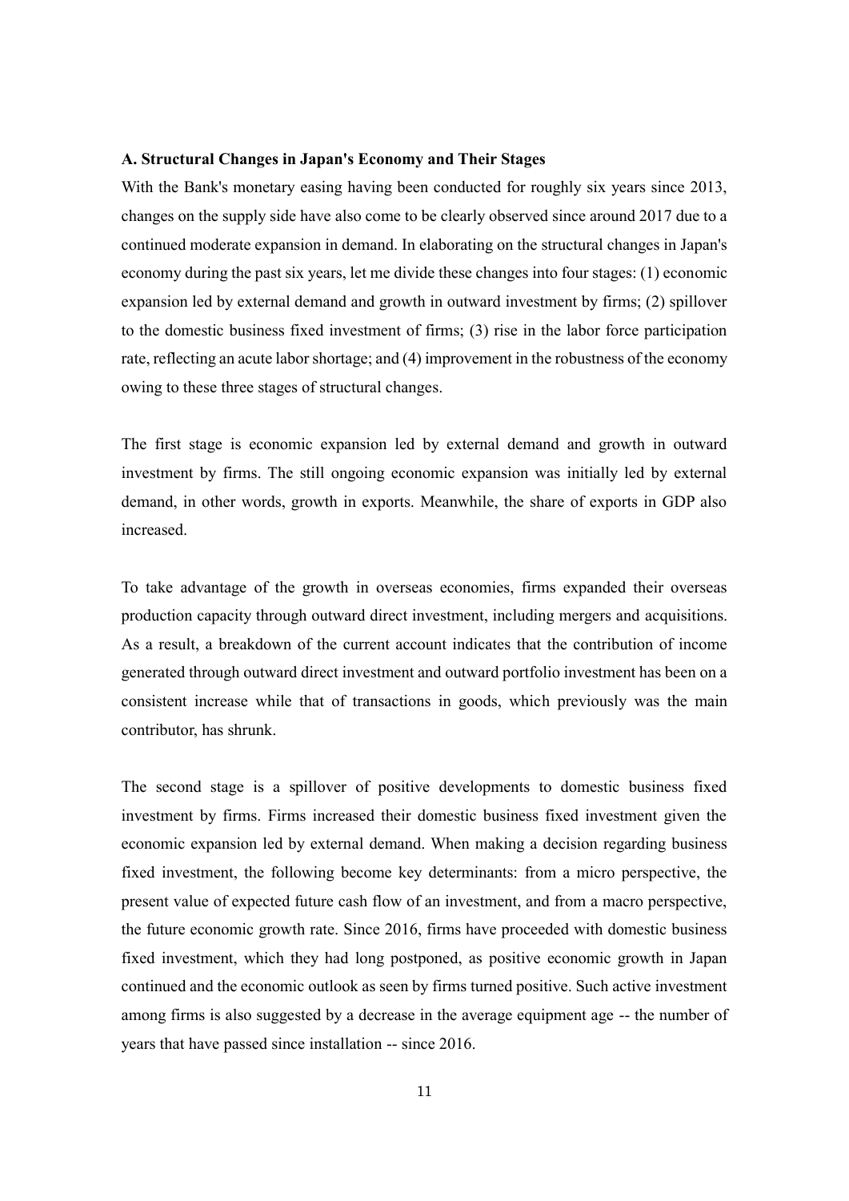**A. Structural Changes in Japan's Economy and Their Stages**

With the Bank's monetary easing having been conducted for roughly six years since 2013, changes on the supply side have also come to be clearly observed since around 2017 due to a continued moderate expansion in demand. In elaborating on the structural changes in Japan's economy during the past six years, let me divide these changes into four stages: (1) economic expansion led by external demand and growth in outward investment by firms; (2) spillover to the domestic business fixed investment of firms; (3) rise in the labor force participation rate, reflecting an acute labor shortage; and (4) improvement in the robustness of the economy owing to these three stages of structural changes.

The first stage is economic expansion led by external demand and growth in outward investment by firms. The still ongoing economic expansion was initially led by external demand, in other words, growth in exports. Meanwhile, the share of exports in GDP also increased.

To take advantage of the growth in overseas economies, firms expanded their overseas production capacity through outward direct investment, including mergers and acquisitions. As a result, a breakdown of the current account indicates that the contribution of income generated through outward direct investment and outward portfolio investment has been on a consistent increase while that of transactions in goods, which previously was the main contributor, has shrunk.

The second stage is a spillover of positive developments to domestic business fixed investment by firms. Firms increased their domestic business fixed investment given the economic expansion led by external demand. When making a decision regarding business fixed investment, the following become key determinants: from a micro perspective, the present value of expected future cash flow of an investment, and from a macro perspective, the future economic growth rate. Since 2016, firms have proceeded with domestic business fixed investment, which they had long postponed, as positive economic growth in Japan continued and the economic outlook as seen by firms turned positive. Such active investment among firms is also suggested by a decrease in the average equipment age -- the number of years that have passed since installation -- since 2016.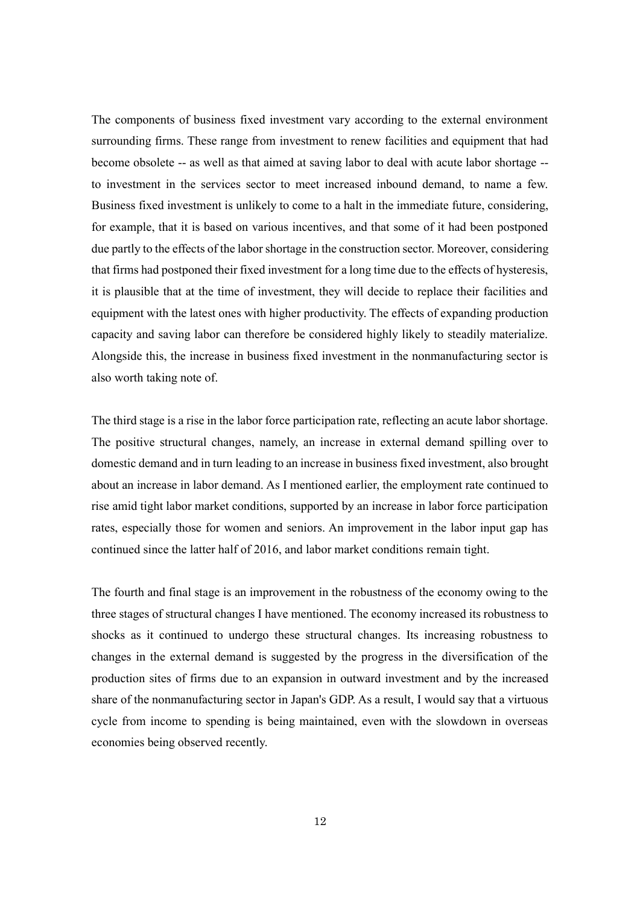The components of business fixed investment vary according to the external environment surrounding firms. These range from investment to renew facilities and equipment that had become obsolete -- as well as that aimed at saving labor to deal with acute labor shortage -- to investment in the services sector to meet increased inbound demand, to name a few. Business fixed investment is unlikely to come to a halt in the immediate future, considering, for example, that it is based on various incentives, and that some of it had been postponed due partly to the effects of the labor shortage in the construction sector. Moreover, considering that firms had postponed their fixed investment for a long time due to the effects of hysteresis, it is plausible that at the time of investment, they will decide to replace their facilities and equipment with the latest ones with higher productivity. The effects of expanding production capacity and saving labor can therefore be considered highly likely to steadily materialize. Alongside this, the increase in business fixed investment in the nonmanufacturing sector is also worth taking note of.

The third stage is a rise in the labor force participation rate, reflecting an acute labor shortage. The positive structural changes, namely, an increase in external demand spilling over to domestic demand and in turn leading to an increase in business fixed investment, also brought about an increase in labor demand. As I mentioned earlier, the employment rate continued to rise amid tight labor market conditions, supported by an increase in labor force participation rates, especially those for women and seniors. An improvement in the labor input gap has continued since the latter half of 2016, and labor market conditions remain tight.

The fourth and final stage is an improvement in the robustness of the economy owing to the three stages of structural changes I have mentioned. The economy increased its robustness to shocks as it continued to undergo these structural changes. Its increasing robustness to changes in the external demand is suggested by the progress in the diversification of the production sites of firms due to an expansion in outward investment and by the increased share of the nonmanufacturing sector in Japan's GDP. As a result, I would say that a virtuous cycle from income to spending is being maintained, even with the slowdown in overseas economies being observed recently.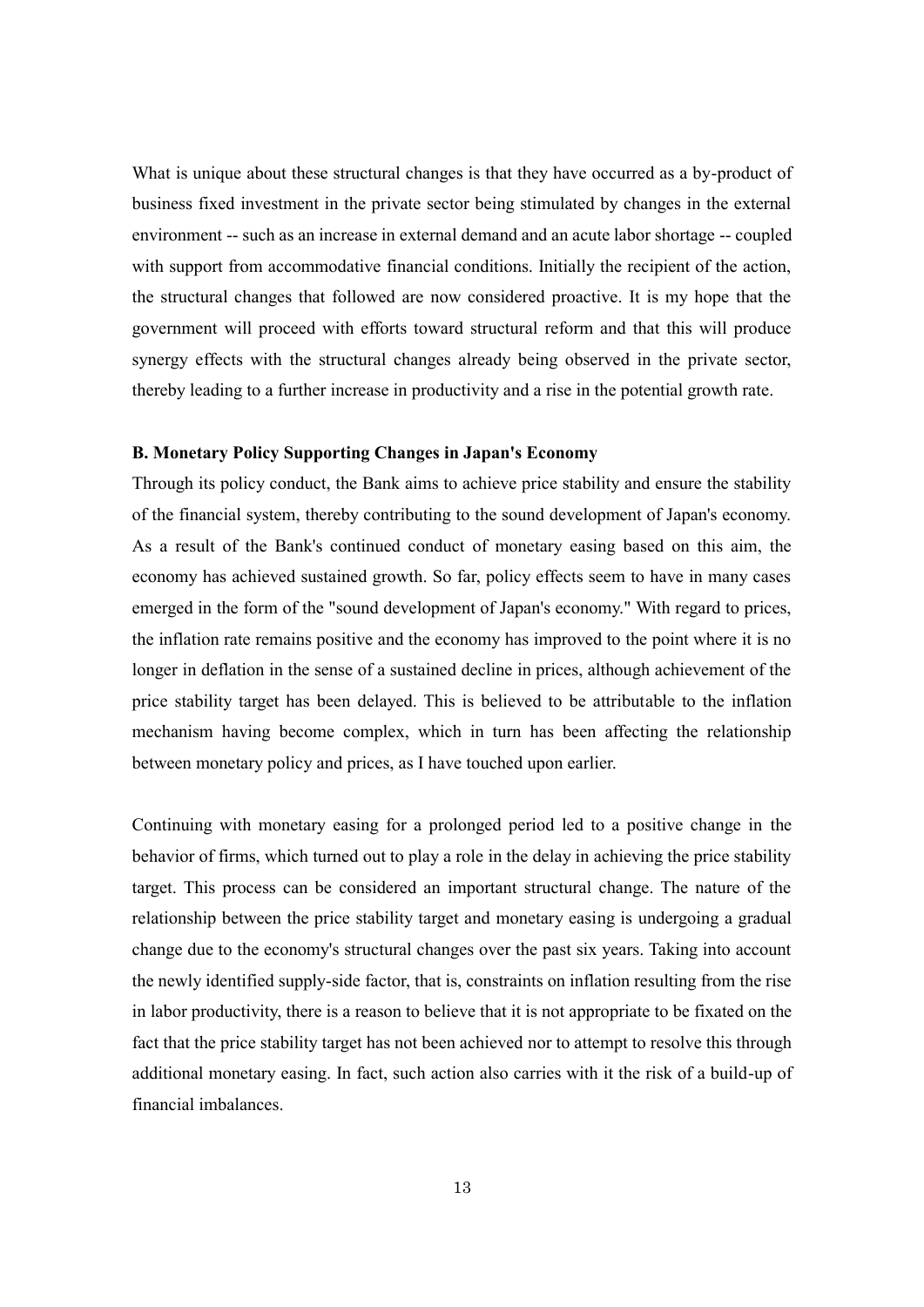What is unique about these structural changes is that they have occurred as a by-product of business fixed investment in the private sector being stimulated by changes in the external environment -- such as an increase in external demand and an acute labor shortage -- coupled with support from accommodative financial conditions. Initially the recipient of the action, the structural changes that followed are now considered proactive. It is my hope that the government will proceed with efforts toward structural reform and that this will produce synergy effects with the structural changes already being observed in the private sector, thereby leading to a further increase in productivity and a rise in the potential growth rate.

### B. Monetary Policy Supporting Changes in Japan's Economy

Through its policy conduct, the Bank aims to achieve price stability and ensure the stability of the financial system, thereby contributing to the sound development of Japan's economy. As a result of the Bank's continued conduct of monetary easing based on this aim, the economy has achieved sustained growth. So far, policy effects seem to have in many cases emerged in the form of the "sound development of Japan's economy." With regard to prices, the inflation rate remains positive and the economy has improved to the point where it is no longer in deflation in the sense of a sustained decline in prices, although achievement of the price stability target has been delayed. This is believed to be attributable to the inflation mechanism having become complex, which in turn has been affecting the relationship between monetary policy and prices, as I have touched upon earlier.

Continuing with monetary easing for a prolonged period led to a positive change in the behavior of firms, which turned out to play a role in the delay in achieving the price stability target. This process can be considered an important structural change. The nature of the relationship between the price stability target and monetary easing is undergoing a gradual change due to the economy's structural changes over the past six years. Taking into account the newly identified supply-side factor, that is, constraints on inflation resulting from the rise in labor productivity, there is a reason to believe that it is not appropriate to be fixated on the fact that the price stability target has not been achieved nor to attempt to resolve this through additional monetary easing. In fact, such action also carries with it the risk of a build-up of financial imbalances.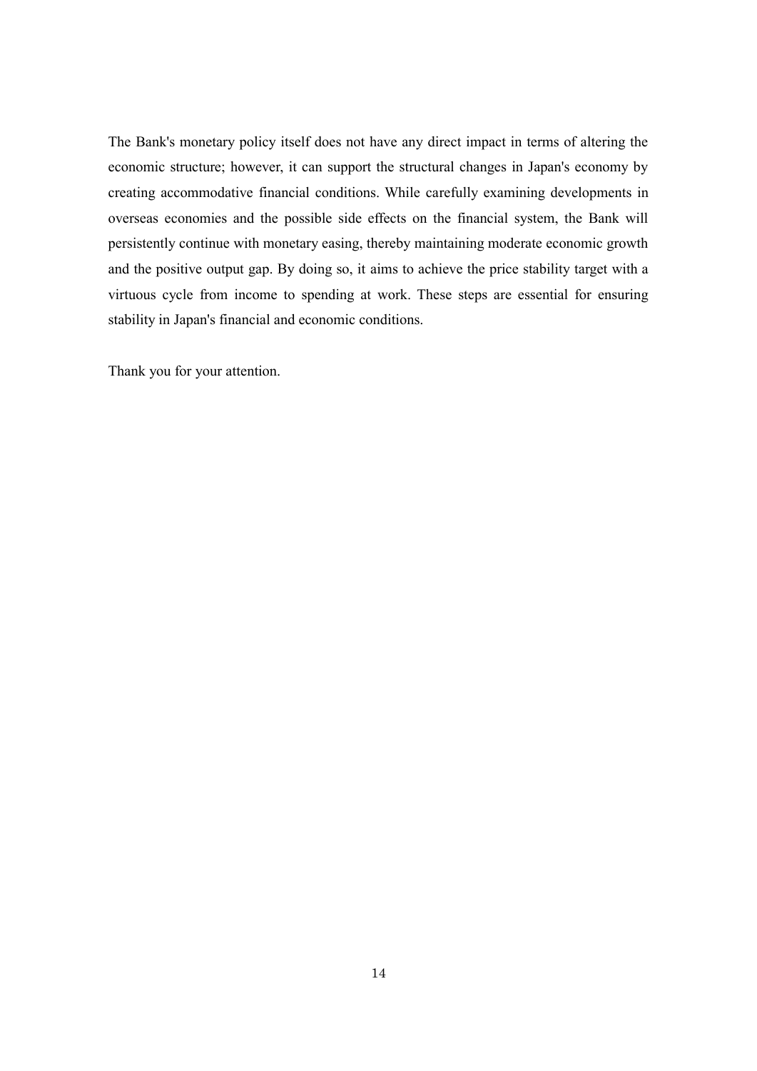The Bank's monetary policy itself does not have any direct impact in terms of altering the economic structure; however, it can support the structural changes in Japan's economy by creating accommodative financial conditions. While carefully examining developments in overseas economies and the possible side effects on the financial system, the Bank will persistently continue with monetary easing, thereby maintaining moderate economic growth and the positive output gap. By doing so, it aims to achieve the price stability target with a virtuous cycle from income to spending at work. These steps are essential for ensuring stability in Japan's financial and economic conditions.

Thank you for your attention.